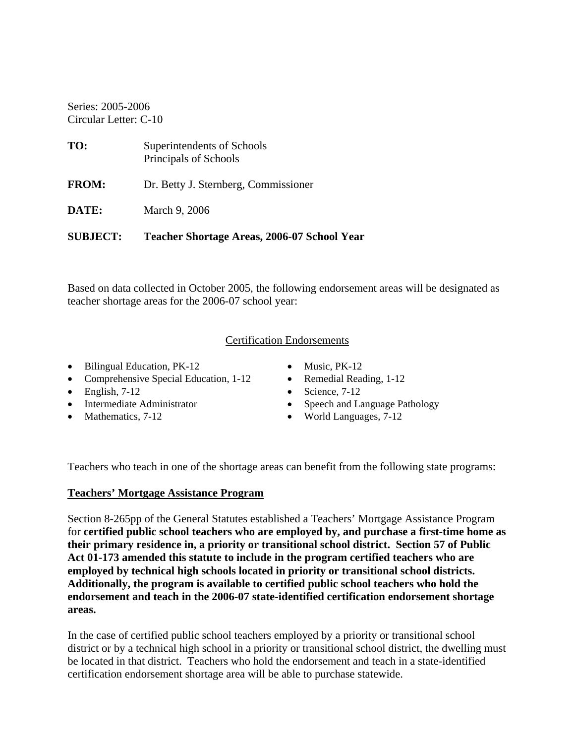Series: 2005-2006
Circular Letter: C-10

**TO:** Superintendents of Schools
Principals of Schools

**FROM:** Dr. Betty J. Sternberg, Commissioner

**DATE:** March 9, 2006

**SUBJECT: Teacher Shortage Areas, 2006-07 School Year**

Based on data collected in October 2005, the following endorsement areas will be designated as teacher shortage areas for the 2006-07 school year:

## Certification Endorsements

- Bilingual Education, PK-12
- Comprehensive Special Education, 1-12
- English, 7-12
- Intermediate Administrator
- Mathematics, 7-12
- Music, PK-12
- Remedial Reading, 1-12
- Science, 7-12
- Speech and Language Pathology
- World Languages, 7-12

Teachers who teach in one of the shortage areas can benefit from the following state programs:

## Teachers' Mortgage Assistance Program

Section 8-265pp of the General Statutes established a Teachers' Mortgage Assistance Program for **certified public school teachers who are employed by, and purchase a first-time home as their primary residence in, a priority or transitional school district. Section 57 of Public Act 01-173 amended this statute to include in the program certified teachers who are employed by technical high schools located in priority or transitional school districts. Additionally, the program is available to certified public school teachers who hold the endorsement and teach in the 2006-07 state-identified certification endorsement shortage areas.**

In the case of certified public school teachers employed by a priority or transitional school district or by a technical high school in a priority or transitional school district, the dwelling must be located in that district. Teachers who hold the endorsement and teach in a state-identified certification endorsement shortage area will be able to purchase statewide.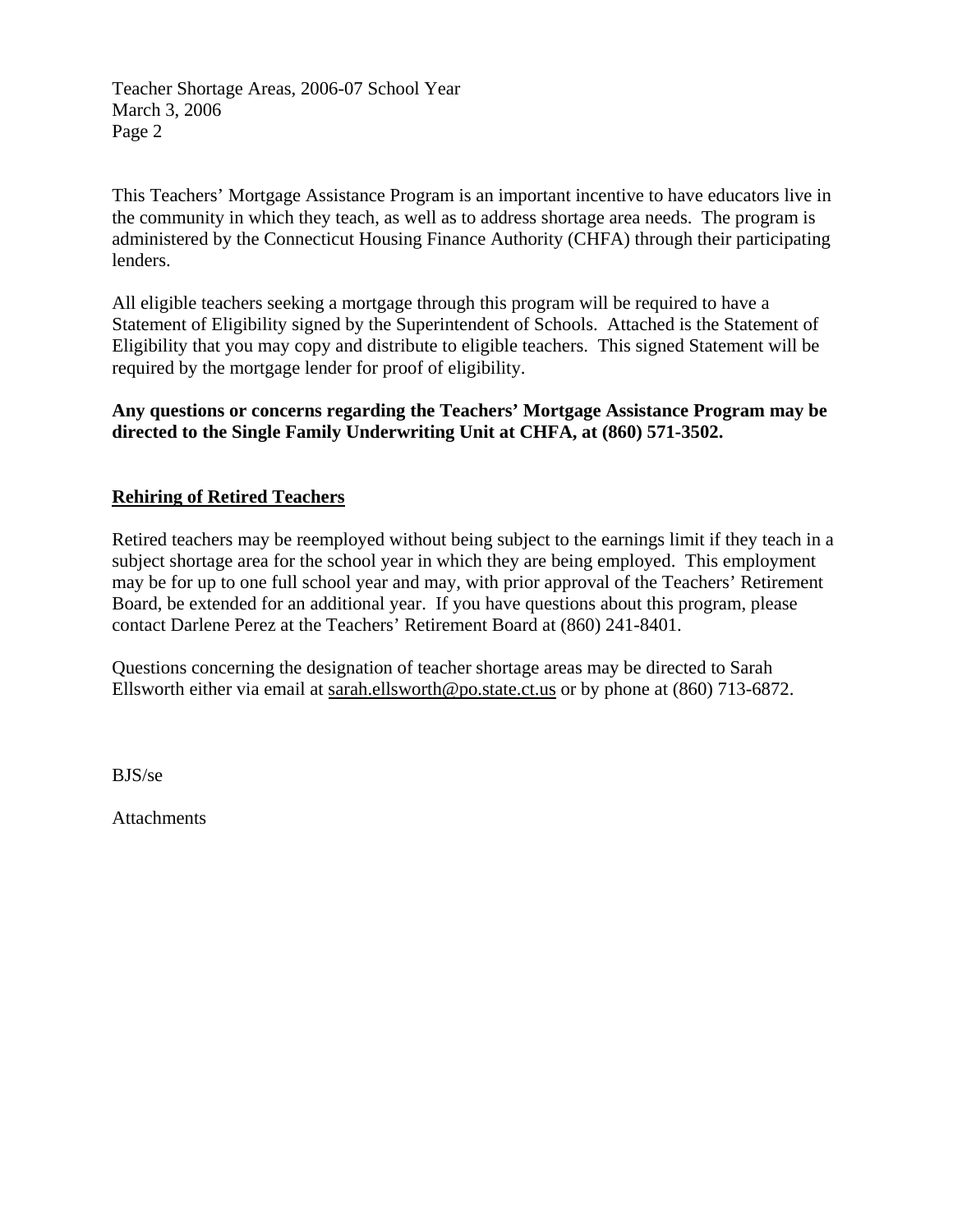This Teachers' Mortgage Assistance Program is an important incentive to have educators live in the community in which they teach, as well as to address shortage area needs. The program is administered by the Connecticut Housing Finance Authority (CHFA) through their participating lenders.

All eligible teachers seeking a mortgage through this program will be required to have a Statement of Eligibility signed by the Superintendent of Schools. Attached is the Statement of Eligibility that you may copy and distribute to eligible teachers. This signed Statement will be required by the mortgage lender for proof of eligibility.

**Any questions or concerns regarding the Teachers' Mortgage Assistance Program may be directed to the Single Family Underwriting Unit at CHFA, at (860) 571-3502.**

## Rehiring of Retired Teachers

Retired teachers may be reemployed without being subject to the earnings limit if they teach in a subject shortage area for the school year in which they are being employed. This employment may be for up to one full school year and may, with prior approval of the Teachers' Retirement Board, be extended for an additional year. If you have questions about this program, please contact Darlene Perez at the Teachers' Retirement Board at (860) 241-8401.

Questions concerning the designation of teacher shortage areas may be directed to Sarah Ellsworth either via email at sarah.ellsworth@po.state.ct.us or by phone at (860) 713-6872.

BJS/se

Attachments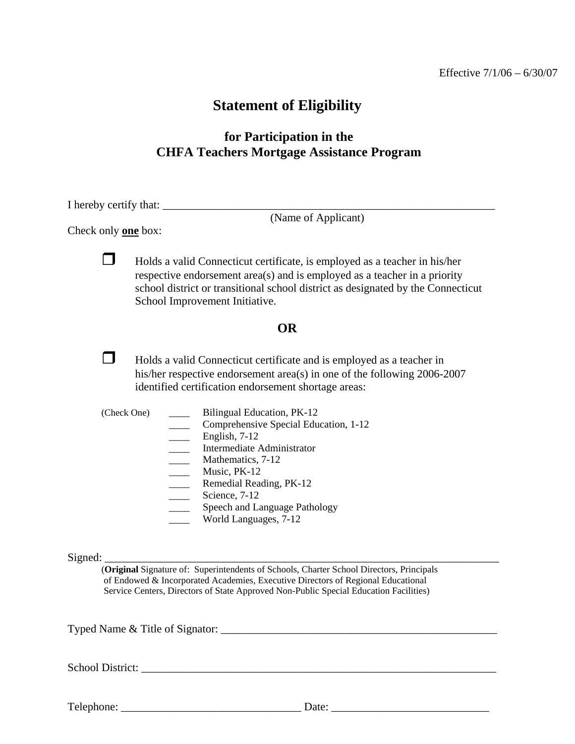Effective 7/1/06 – 6/30/07

# Statement of Eligibility

## for Participation in the CHFA Teachers Mortgage Assistance Program

I hereby certify that: ________________________________________________________________
(Name of Applicant)

Check only **one** box:

❐ Holds a valid Connecticut certificate, is employed as a teacher in his/her respective endorsement area(s) and is employed as a teacher in a priority school district or transitional school district as designated by the Connecticut School Improvement Initiative.

**OR**

❐ Holds a valid Connecticut certificate and is employed as a teacher in his/her respective endorsement area(s) in one of the following 2006-2007 identified certification endorsement shortage areas:

(Check One)

- ____ Bilingual Education, PK-12
- ____ Comprehensive Special Education, 1-12
- ____ English, 7-12
- ____ Intermediate Administrator
- ____ Mathematics, 7-12
- ____ Music, PK-12
- ____ Remedial Reading, PK-12
- ____ Science, 7-12
- ____ Speech and Language Pathology
- ____ World Languages, 7-12

Signed: __________________________________________________________________________
(**Original** Signature of: Superintendents of Schools, Charter School Directors, Principals of Endowed & Incorporated Academies, Executive Directors of Regional Educational Service Centers, Directors of State Approved Non-Public Special Education Facilities)

Typed Name & Title of Signator: _____________________________________________________

School District: __________________________________________________________________

Telephone: ________________________________ Date: ____________________________